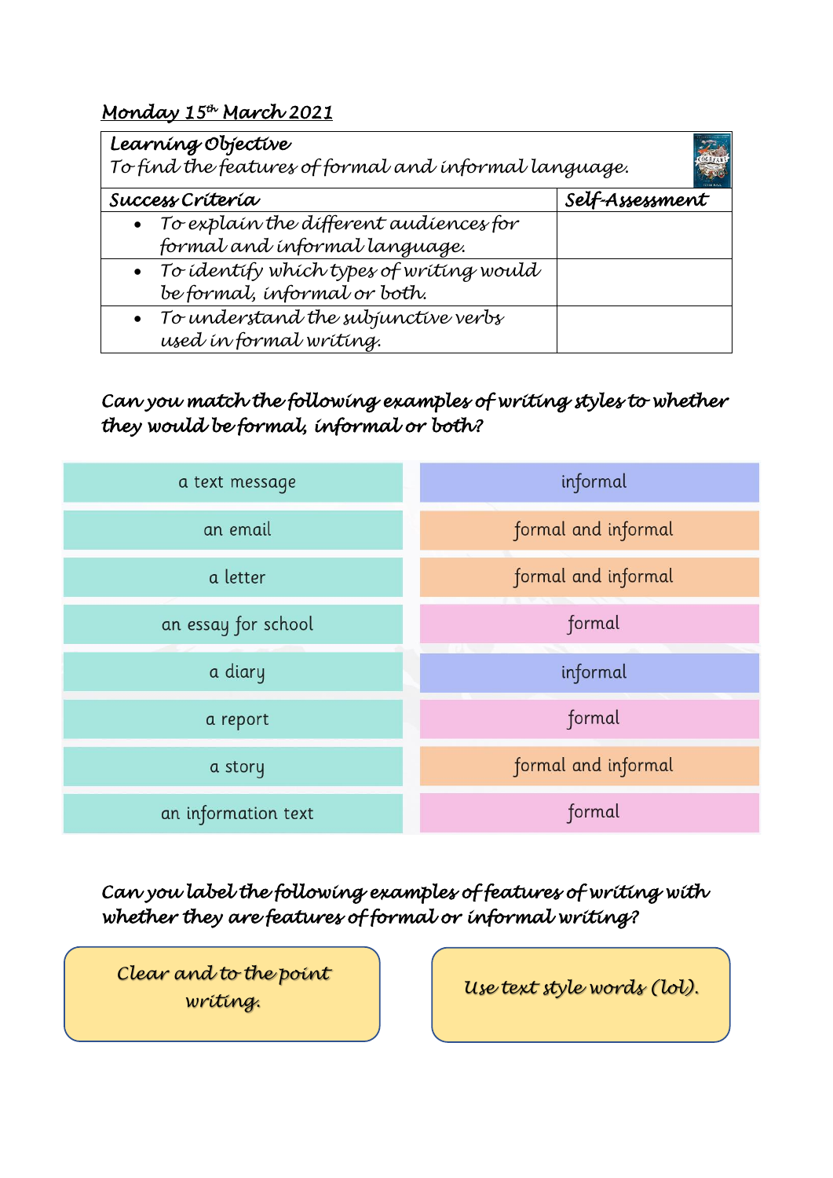<u>Monday 15th March 2021</u>

| Learning Objective<br>To find the features of formal and informal language. | |
|---|---|
| **Success Criteria** | **Self-Assessment** |
| • To explain the different audiences for formal and informal language. | |
| • To identify which types of writing would be formal, informal or both. | |
| • To understand the subjunctive verbs used in formal writing. | |

**Can you match the following examples of writing styles to whether they would be formal, informal or both?**

| | |
|---|---|
| a text message | informal |
| an email | formal and informal |
| a letter | formal and informal |
| an essay for school | formal |
| a diary | informal |
| a report | formal |
| a story | formal and informal |
| an information text | formal |

**Can you label the following examples of features of writing with whether they are features of formal or informal writing?**

Clear and to the point writing.

Use text style words (lol).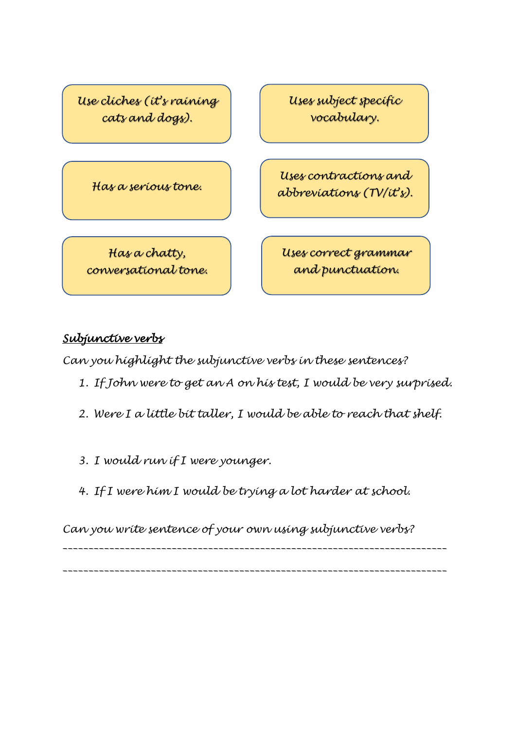| | |
|---|---|
| Use cliches (it's raining cats and dogs). | Uses subject specific vocabulary. |
| Has a serious tone. | Uses contractions and abbreviations (TV/it's). |
| Has a chatty, conversational tone. | Uses correct grammar and punctuation. |

<u>Subjunctive verbs</u>

Can you highlight the subjunctive verbs in these sentences?

1. If John were to get an A on his test, I would be very surprised.
2. Were I a little bit taller, I would be able to reach that shelf.
3. I would run if I were younger.
4. If I were him I would be trying a lot harder at school.

Can you write sentence of your own using subjunctive verbs?

\_\_\_\_\_\_\_\_\_\_\_\_\_\_\_\_\_\_\_\_\_\_\_\_\_\_\_\_\_\_\_\_\_\_\_\_\_\_\_\_\_\_\_\_\_\_\_\_\_\_\_\_\_\_\_\_\_\_\_\_\_\_\_\_\_\_\_\_\_\_

\_\_\_\_\_\_\_\_\_\_\_\_\_\_\_\_\_\_\_\_\_\_\_\_\_\_\_\_\_\_\_\_\_\_\_\_\_\_\_\_\_\_\_\_\_\_\_\_\_\_\_\_\_\_\_\_\_\_\_\_\_\_\_\_\_\_\_\_\_\_